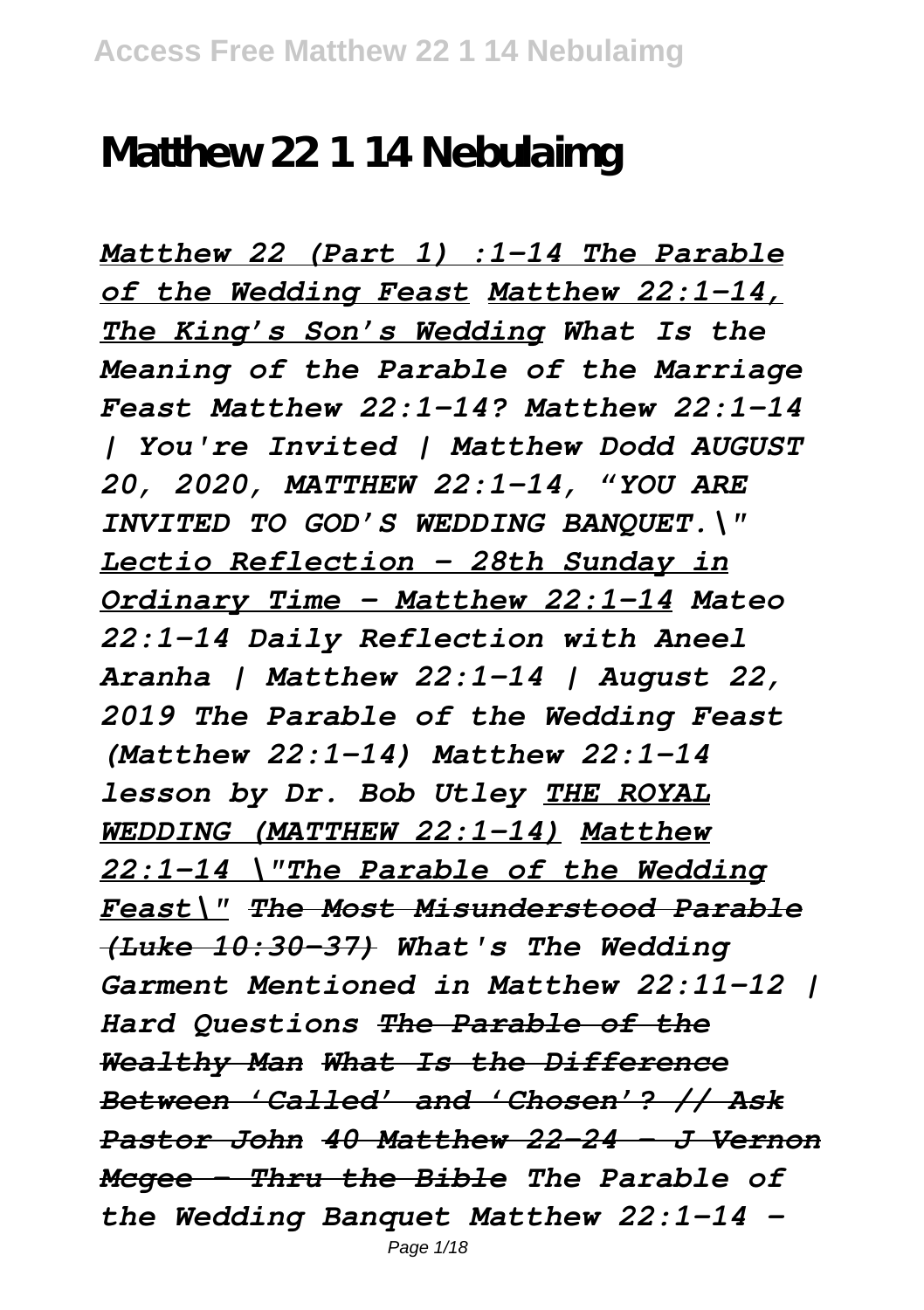# Matthew 22 1 14 Nebulaimg

*Matthew 22 (Part 1) :1-14 The Parable of the Wedding Feast Matthew 22:1-14, The King's Son's Wedding What Is the Meaning of the Parable of the Marriage Feast Matthew 22:1-14? Matthew 22:1-14 | You're Invited | Matthew Dodd AUGUST 20, 2020, MATTHEW 22:1-14, "YOU ARE INVITED TO GOD'S WEDDING BANQUET.\" Lectio Reflection - 28th Sunday in Ordinary Time - Matthew 22:1-14 Mateo 22:1-14 Daily Reflection with Aneel Aranha | Matthew 22:1-14 | August 22, 2019 The Parable of the Wedding Feast (Matthew 22:1-14) Matthew 22:1-14 lesson by Dr. Bob Utley THE ROYAL WEDDING (MATTHEW 22:1-14) Matthew 22:1-14 \"The Parable of the Wedding Feast\" ~~The Most Misunderstood Parable (Luke 10:30-37)~~ What's The Wedding Garment Mentioned in Matthew 22:11-12 | Hard Questions ~~The Parable of the Wealthy Man What Is the Difference Between 'Called' and 'Chosen'? // Ask Pastor John 40 Matthew 22-24 - J Vernon Mcgee - Thru the Bible~~ The Parable of the Wedding Banquet Matthew 22:1-14 -*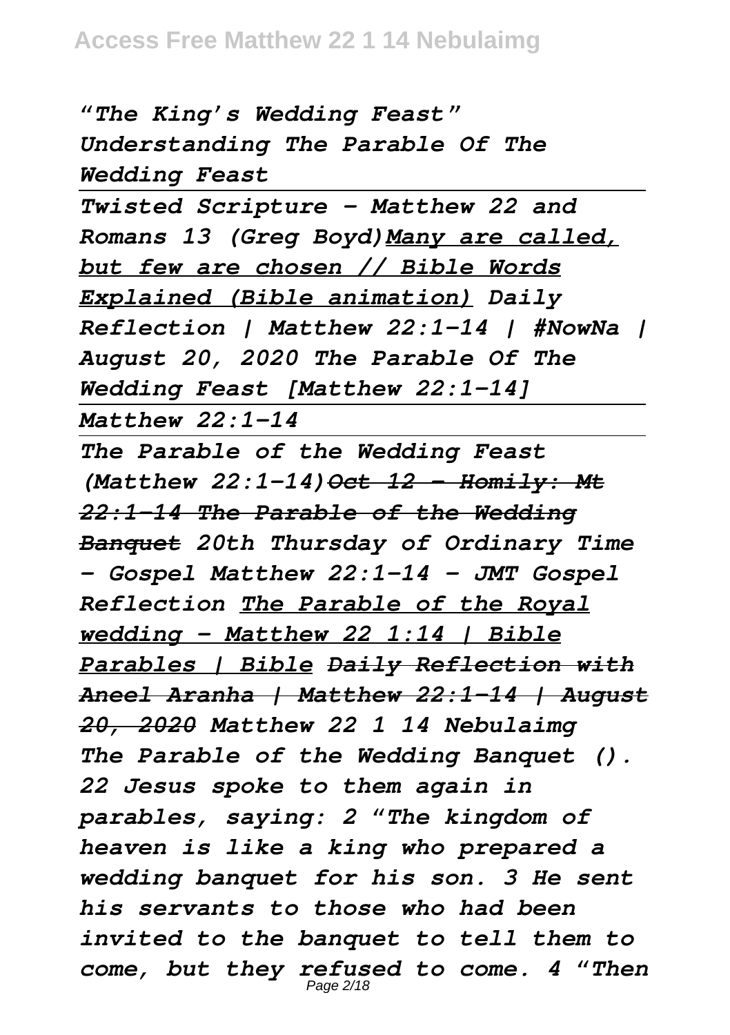*"The King's Wedding Feast" Understanding The Parable Of The Wedding Feast*

---

*Twisted Scripture - Matthew 22 and Romans 13 (Greg Boyd)Many are called, but few are chosen // Bible Words Explained (Bible animation) Daily Reflection | Matthew 22:1-14 | #NowNa | August 20, 2020 The Parable Of The Wedding Feast [Matthew 22:1-14]*

---

*Matthew 22:1-14*

---

*The Parable of the Wedding Feast (Matthew 22:1-14)~~Oct 12 - Homily: Mt 22:1-14 The Parable of the Wedding Banquet~~ 20th Thursday of Ordinary Time - Gospel Matthew 22:1-14 - JMT Gospel Reflection The Parable of the Royal wedding - Matthew 22 1:14 | Bible Parables | Bible ~~Daily Reflection with Aneel Aranha | Matthew 22:1-14 | August 20, 2020~~ Matthew 22 1 14 Nebulaimg*

*The Parable of the Wedding Banquet (). 22 Jesus spoke to them again in parables, saying: 2 "The kingdom of heaven is like a king who prepared a wedding banquet for his son. 3 He sent his servants to those who had been invited to the banquet to tell them to come, but they refused to come. 4 "Then*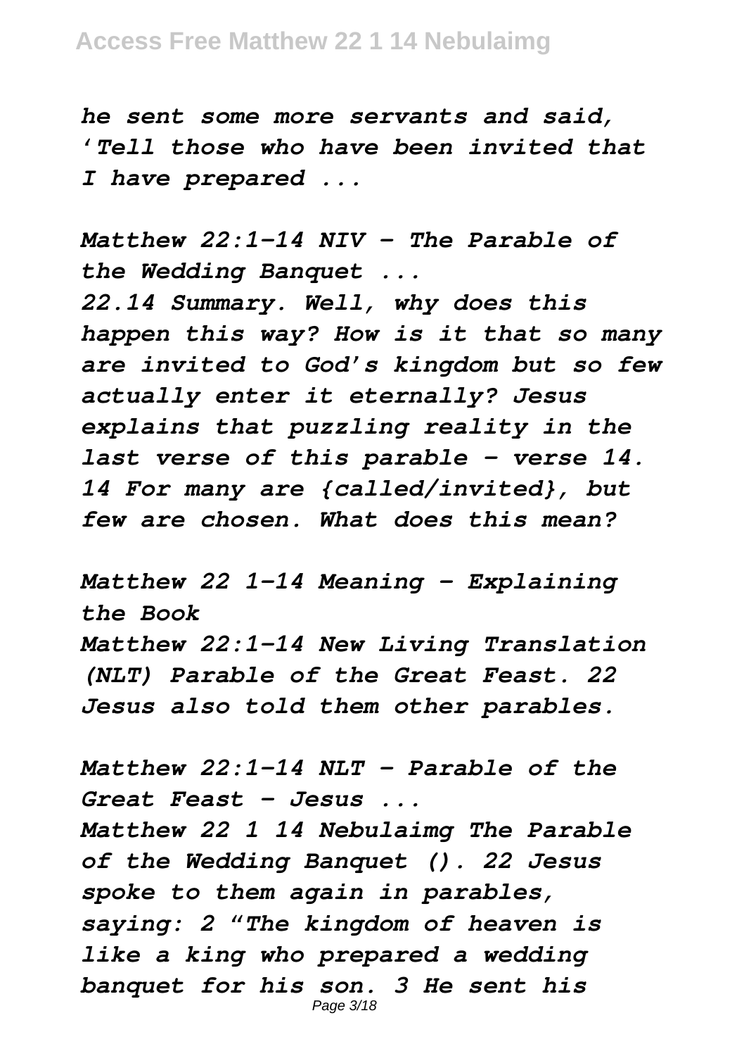*he sent some more servants and said, 'Tell those who have been invited that I have prepared ...*

*Matthew 22:1-14 NIV - The Parable of the Wedding Banquet ...*

*22.14 Summary. Well, why does this happen this way? How is it that so many are invited to God's kingdom but so few actually enter it eternally? Jesus explains that puzzling reality in the last verse of this parable – verse 14. 14 For many are {called/invited}, but few are chosen. What does this mean?*

*Matthew 22 1-14 Meaning - Explaining the Book*

*Matthew 22:1-14 New Living Translation (NLT) Parable of the Great Feast. 22 Jesus also told them other parables.*

*Matthew 22:1-14 NLT - Parable of the Great Feast - Jesus ...*

*Matthew 22 1 14 Nebulaimg The Parable of the Wedding Banquet (). 22 Jesus spoke to them again in parables, saying: 2 "The kingdom of heaven is like a king who prepared a wedding banquet for his son. 3 He sent his*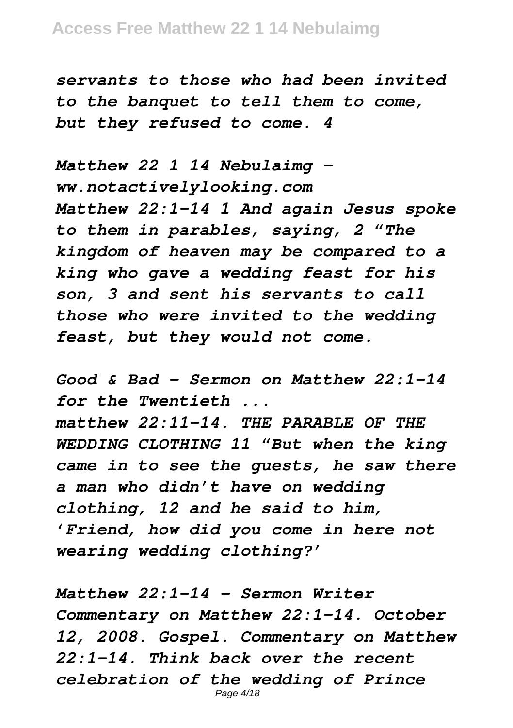*servants to those who had been invited to the banquet to tell them to come, but they refused to come. 4*

*Matthew 22 1 14 Nebulaimg - ww.notactivelylooking.com*
*Matthew 22:1-14 1 And again Jesus spoke to them in parables, saying, 2 "The kingdom of heaven may be compared to a king who gave a wedding feast for his son, 3 and sent his servants to call those who were invited to the wedding feast, but they would not come.*

*Good & Bad - Sermon on Matthew 22:1-14 for the Twentieth ...*
*matthew 22:11-14. THE PARABLE OF THE WEDDING CLOTHING 11 "But when the king came in to see the guests, he saw there a man who didn't have on wedding clothing, 12 and he said to him, 'Friend, how did you come in here not wearing wedding clothing?'*

*Matthew 22:1-14 - Sermon Writer*
*Commentary on Matthew 22:1-14. October 12, 2008. Gospel. Commentary on Matthew 22:1-14. Think back over the recent celebration of the wedding of Prince*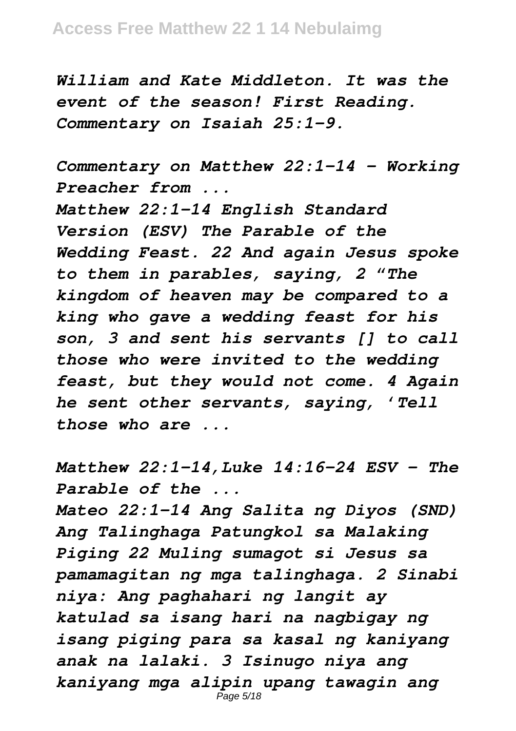*William and Kate Middleton. It was the event of the season! First Reading. Commentary on Isaiah 25:1-9.*

*Commentary on Matthew 22:1-14 - Working Preacher from ...*

*Matthew 22:1-14 English Standard Version (ESV) The Parable of the Wedding Feast. 22 And again Jesus spoke to them in parables, saying, 2 "The kingdom of heaven may be compared to a king who gave a wedding feast for his son, 3 and sent his servants [] to call those who were invited to the wedding feast, but they would not come. 4 Again he sent other servants, saying, 'Tell those who are ...*

*Matthew 22:1-14,Luke 14:16-24 ESV - The Parable of the ...*

*Mateo 22:1-14 Ang Salita ng Diyos (SND) Ang Talinghaga Patungkol sa Malaking Piging 22 Muling sumagot si Jesus sa pamamagitan ng mga talinghaga. 2 Sinabi niya: Ang paghahari ng langit ay katulad sa isang hari na nagbigay ng isang piging para sa kasal ng kaniyang anak na lalaki. 3 Isinugo niya ang kaniyang mga alipin upang tawagin ang*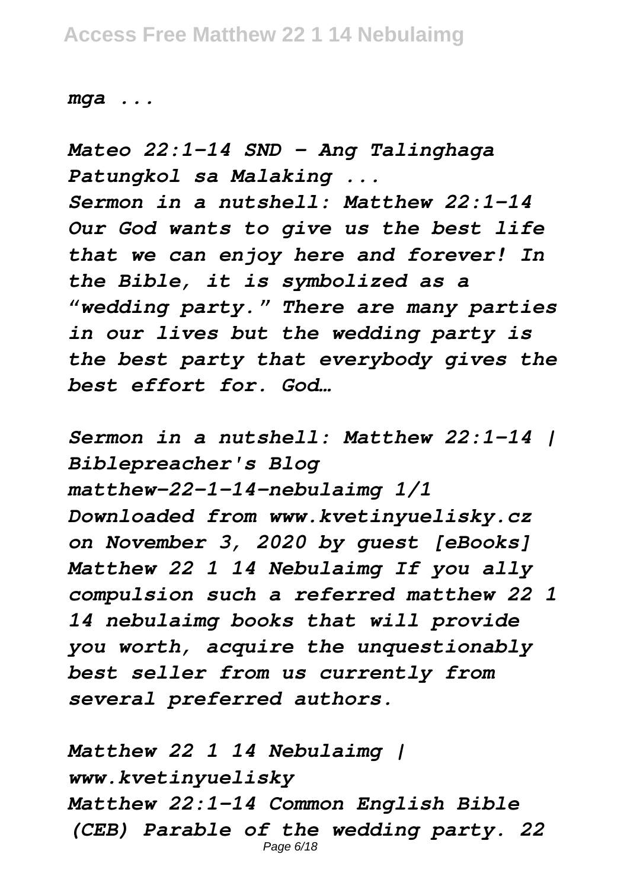*mga ...*

*Mateo 22:1-14 SND - Ang Talinghaga Patungkol sa Malaking ...*

*Sermon in a nutshell: Matthew 22:1-14 Our God wants to give us the best life that we can enjoy here and forever! In the Bible, it is symbolized as a "wedding party." There are many parties in our lives but the wedding party is the best party that everybody gives the best effort for. God…*

*Sermon in a nutshell: Matthew 22:1-14 | Biblepreacher's Blog*

*matthew-22-1-14-nebulaimg 1/1 Downloaded from www.kvetinyuelisky.cz on November 3, 2020 by guest [eBooks] Matthew 22 1 14 Nebulaimg If you ally compulsion such a referred matthew 22 1 14 nebulaimg books that will provide you worth, acquire the unquestionably best seller from us currently from several preferred authors.*

*Matthew 22 1 14 Nebulaimg | www.kvetinyuelisky*

*Matthew 22:1-14 Common English Bible (CEB) Parable of the wedding party. 22*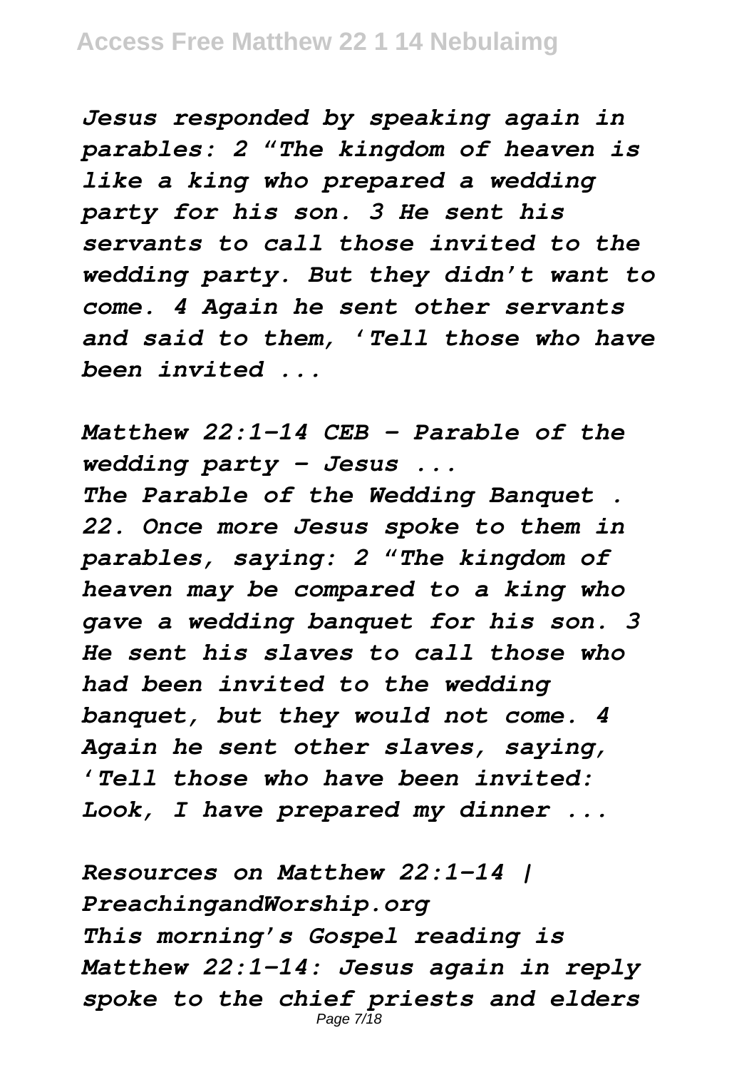*Jesus responded by speaking again in parables: 2 "The kingdom of heaven is like a king who prepared a wedding party for his son. 3 He sent his servants to call those invited to the wedding party. But they didn't want to come. 4 Again he sent other servants and said to them, 'Tell those who have been invited ...*

*Matthew 22:1-14 CEB - Parable of the wedding party - Jesus ...*

*The Parable of the Wedding Banquet . 22. Once more Jesus spoke to them in parables, saying: 2 "The kingdom of heaven may be compared to a king who gave a wedding banquet for his son. 3 He sent his slaves to call those who had been invited to the wedding banquet, but they would not come. 4 Again he sent other slaves, saying, 'Tell those who have been invited: Look, I have prepared my dinner ...*

*Resources on Matthew 22:1-14 | PreachingandWorship.org*

*This morning's Gospel reading is Matthew 22:1-14: Jesus again in reply spoke to the chief priests and elders*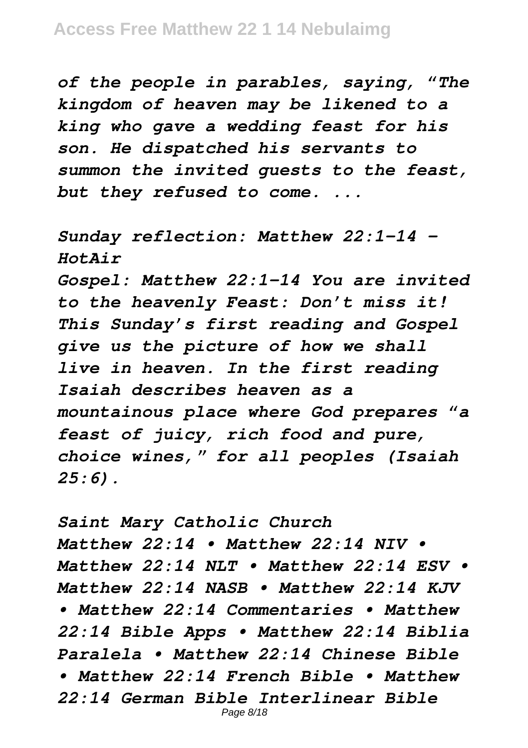*of the people in parables, saying, "The kingdom of heaven may be likened to a king who gave a wedding feast for his son. He dispatched his servants to summon the invited guests to the feast, but they refused to come. ...*

*Sunday reflection: Matthew 22:1-14 - HotAir*

*Gospel: Matthew 22:1-14 You are invited to the heavenly Feast: Don't miss it! This Sunday's first reading and Gospel give us the picture of how we shall live in heaven. In the first reading Isaiah describes heaven as a mountainous place where God prepares "a feast of juicy, rich food and pure, choice wines," for all peoples (Isaiah 25:6).*

*Saint Mary Catholic Church*

*Matthew 22:14 • Matthew 22:14 NIV • Matthew 22:14 NLT • Matthew 22:14 ESV • Matthew 22:14 NASB • Matthew 22:14 KJV • Matthew 22:14 Commentaries • Matthew 22:14 Bible Apps • Matthew 22:14 Biblia Paralela • Matthew 22:14 Chinese Bible • Matthew 22:14 French Bible • Matthew 22:14 German Bible Interlinear Bible*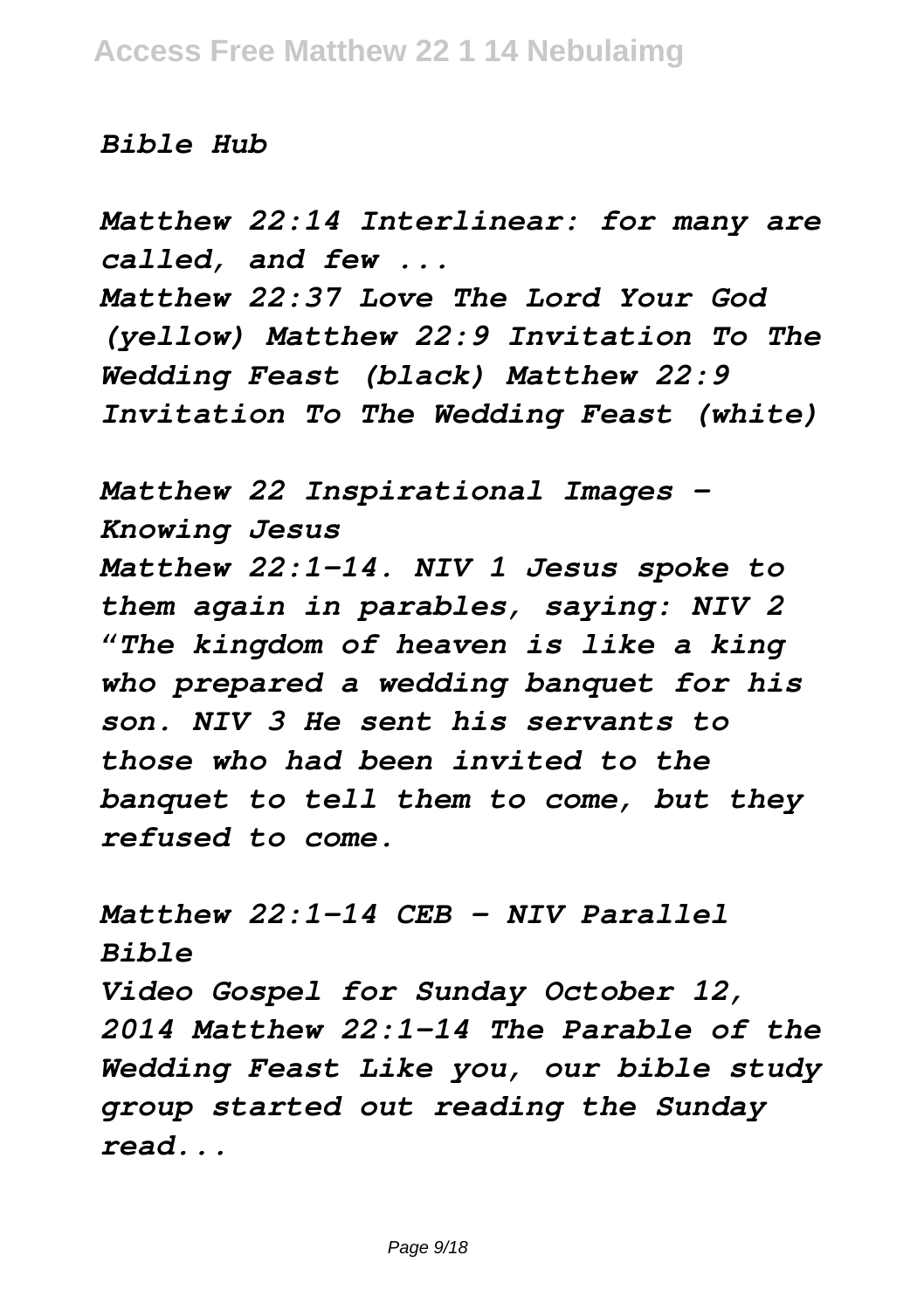*Bible Hub*

*Matthew 22:14 Interlinear: for many are called, and few ...*

*Matthew 22:37 Love The Lord Your God (yellow) Matthew 22:9 Invitation To The Wedding Feast (black) Matthew 22:9 Invitation To The Wedding Feast (white)*

*Matthew 22 Inspirational Images - Knowing Jesus*

*Matthew 22:1-14. NIV 1 Jesus spoke to them again in parables, saying: NIV 2 "The kingdom of heaven is like a king who prepared a wedding banquet for his son. NIV 3 He sent his servants to those who had been invited to the banquet to tell them to come, but they refused to come.*

*Matthew 22:1-14 CEB - NIV Parallel Bible*

*Video Gospel for Sunday October 12, 2014 Matthew 22:1-14 The Parable of the Wedding Feast Like you, our bible study group started out reading the Sunday read...*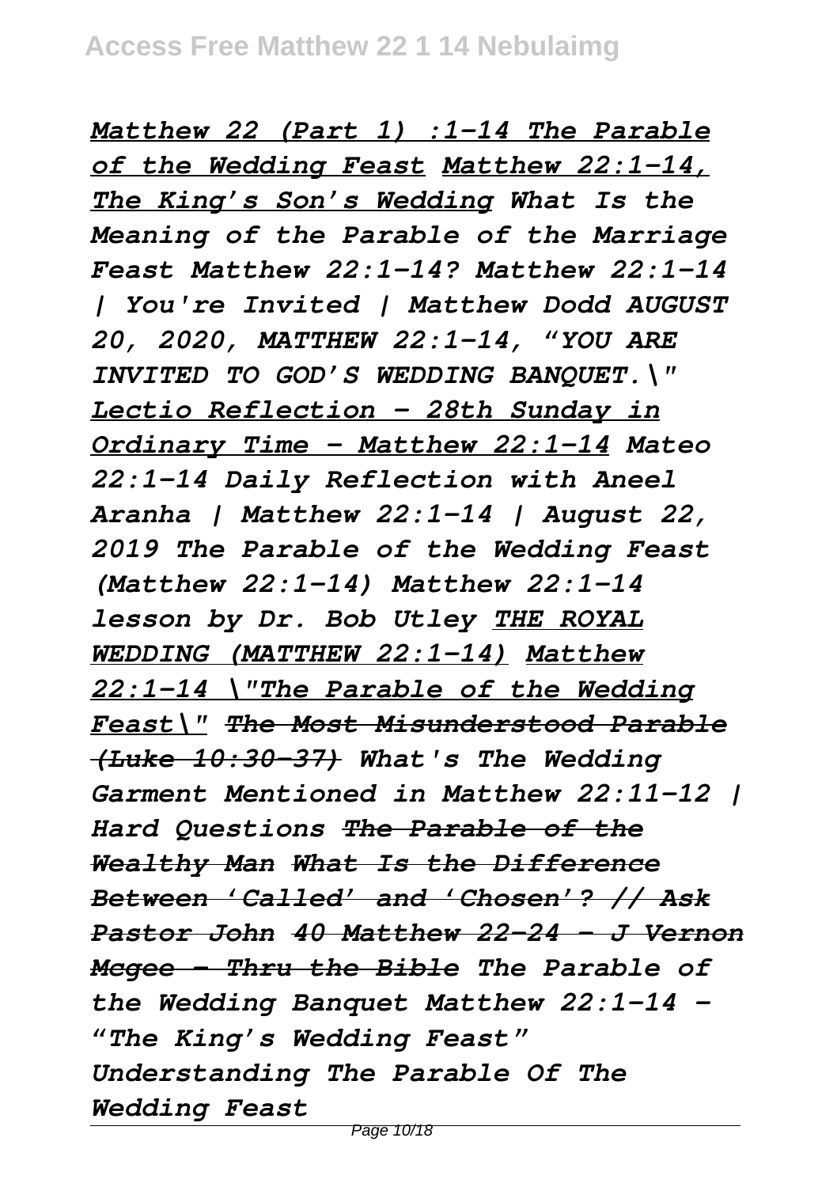*<u>Matthew 22 (Part 1) :1-14 The Parable of the Wedding Feast</u> <u>Matthew 22:1-14, The King's Son's Wedding</u> What Is the Meaning of the Parable of the Marriage Feast Matthew 22:1-14? Matthew 22:1-14 | You're Invited | Matthew Dodd AUGUST 20, 2020, MATTHEW 22:1-14, "YOU ARE INVITED TO GOD'S WEDDING BANQUET.\" <u>Lectio Reflection - 28th Sunday in Ordinary Time - Matthew 22:1-14</u> Mateo 22:1-14 Daily Reflection with Aneel Aranha | Matthew 22:1-14 | August 22, 2019 The Parable of the Wedding Feast (Matthew 22:1-14) Matthew 22:1-14 lesson by Dr. Bob Utley <u>THE ROYAL WEDDING (MATTHEW 22:1-14)</u> <u>Matthew 22:1-14 \"The Parable of the Wedding Feast\"</u> ~~The Most Misunderstood Parable (Luke 10:30-37)~~ What's The Wedding Garment Mentioned in Matthew 22:11-12 | Hard Questions ~~The Parable of the Wealthy Man~~ ~~What Is the Difference Between 'Called' and 'Chosen'? // Ask Pastor John~~ ~~40 Matthew 22-24 - J Vernon Mcgee - Thru the Bible~~ The Parable of the Wedding Banquet Matthew 22:1-14 - "The King's Wedding Feast" Understanding The Parable Of The Wedding Feast*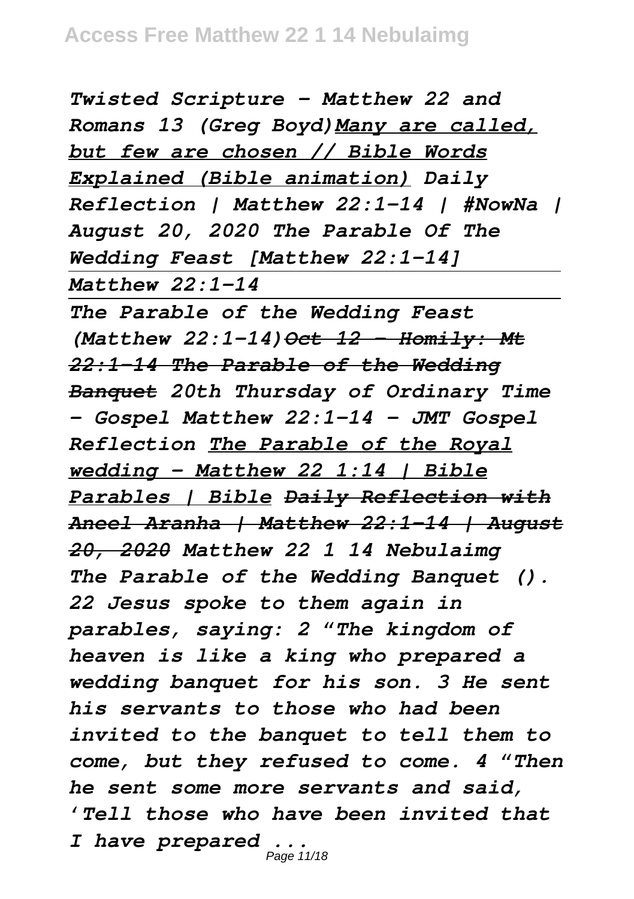*Twisted Scripture - Matthew 22 and Romans 13 (Greg Boyd)* *Many are called, but few are chosen // Bible Words Explained (Bible animation)* *Daily Reflection | Matthew 22:1-14 | #NowNa | August 20, 2020* *The Parable Of The Wedding Feast [Matthew 22:1-14]*

*Matthew 22:1-14*

*The Parable of the Wedding Feast (Matthew 22:1-14)* ~~*Oct 12 - Homily: Mt 22:1-14 The Parable of the Wedding Banquet*~~ *20th Thursday of Ordinary Time - Gospel Matthew 22:1-14 - JMT Gospel Reflection* *The Parable of the Royal wedding - Matthew 22 1:14 | Bible Parables | Bible* ~~*Daily Reflection with Aneel Aranha | Matthew 22:1-14 | August 20, 2020*~~ ***Matthew 22 1 14 Nebulaimg***

*The Parable of the Wedding Banquet (). 22 Jesus spoke to them again in parables, saying: 2 "The kingdom of heaven is like a king who prepared a wedding banquet for his son. 3 He sent his servants to those who had been invited to the banquet to tell them to come, but they refused to come. 4 "Then he sent some more servants and said, 'Tell those who have been invited that I have prepared ...*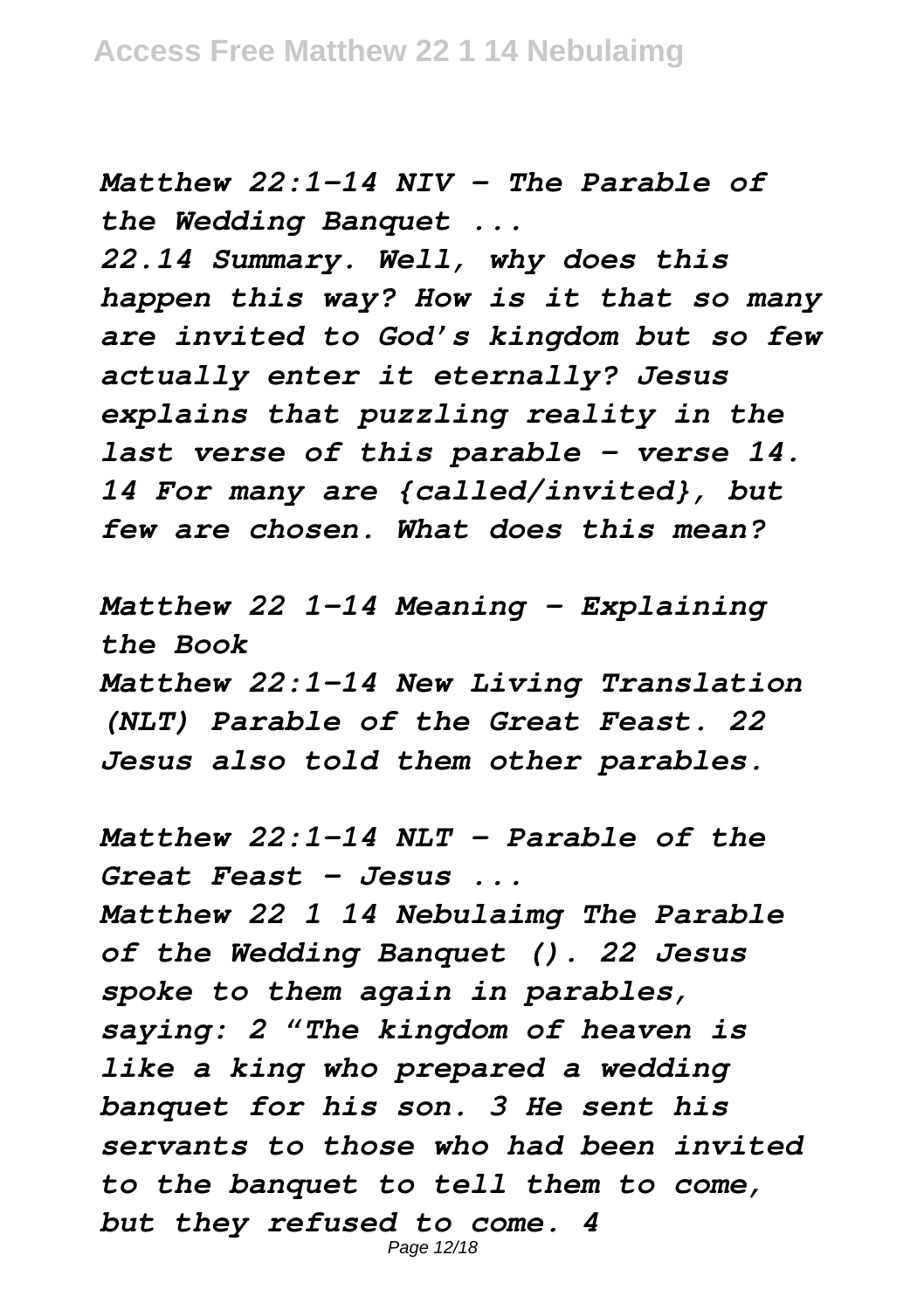*Matthew 22:1-14 NIV - The Parable of the Wedding Banquet ...*

*22.14 Summary. Well, why does this happen this way? How is it that so many are invited to God's kingdom but so few actually enter it eternally? Jesus explains that puzzling reality in the last verse of this parable – verse 14. 14 For many are {called/invited}, but few are chosen. What does this mean?*

*Matthew 22 1-14 Meaning – Explaining the Book*

*Matthew 22:1-14 New Living Translation (NLT) Parable of the Great Feast. 22 Jesus also told them other parables.*

*Matthew 22:1-14 NLT - Parable of the Great Feast - Jesus ...*

*Matthew 22 1 14 Nebulaimg The Parable of the Wedding Banquet (). 22 Jesus spoke to them again in parables, saying: 2 "The kingdom of heaven is like a king who prepared a wedding banquet for his son. 3 He sent his servants to those who had been invited to the banquet to tell them to come, but they refused to come. 4*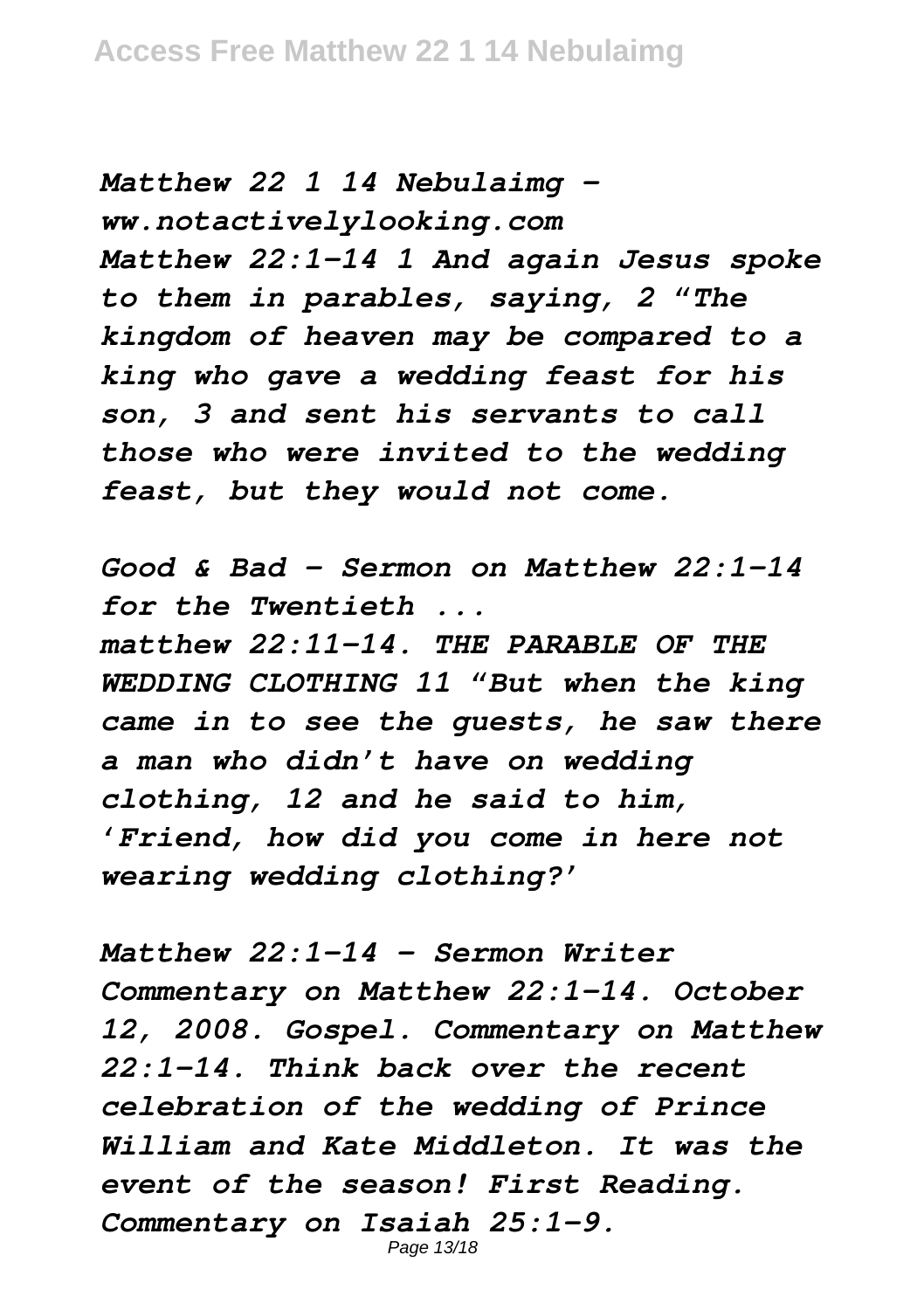*Matthew 22 1 14 Nebulaimg - ww.notactivelylooking.com*
*Matthew 22:1-14 1 And again Jesus spoke to them in parables, saying, 2 "The kingdom of heaven may be compared to a king who gave a wedding feast for his son, 3 and sent his servants to call those who were invited to the wedding feast, but they would not come.*

*Good & Bad - Sermon on Matthew 22:1-14 for the Twentieth ...*
*matthew 22:11-14. THE PARABLE OF THE WEDDING CLOTHING 11 "But when the king came in to see the guests, he saw there a man who didn't have on wedding clothing, 12 and he said to him, 'Friend, how did you come in here not wearing wedding clothing?'*

*Matthew 22:1-14 - Sermon Writer*
*Commentary on Matthew 22:1-14. October 12, 2008. Gospel. Commentary on Matthew 22:1-14. Think back over the recent celebration of the wedding of Prince William and Kate Middleton. It was the event of the season! First Reading. Commentary on Isaiah 25:1-9.*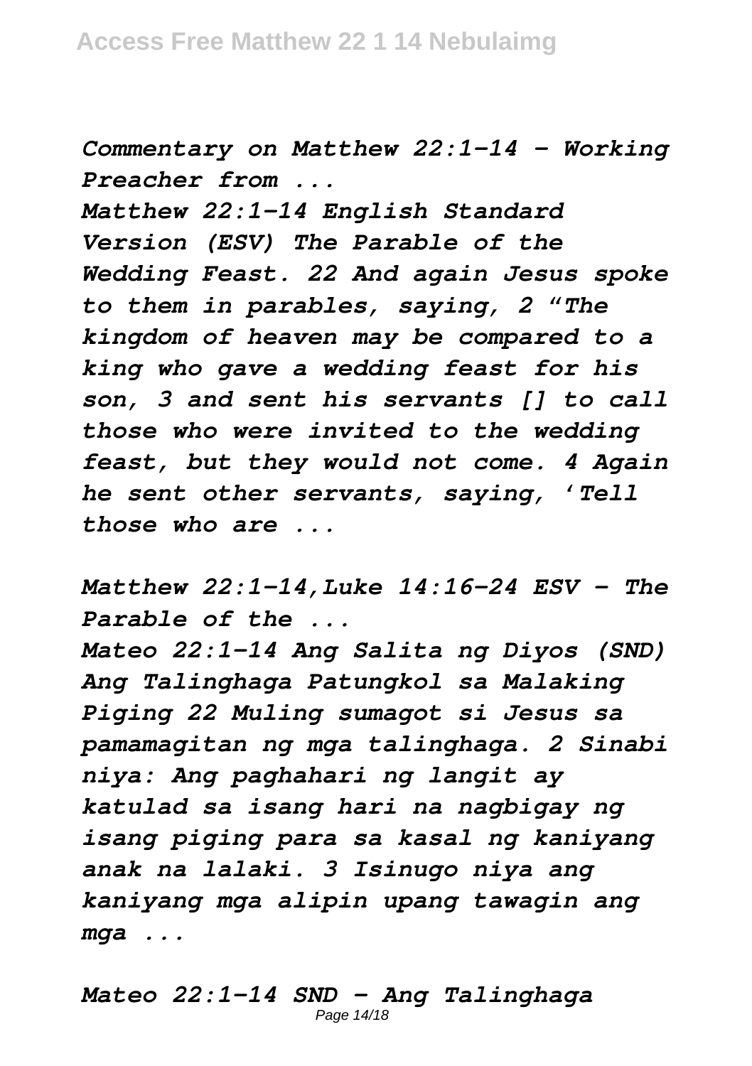*Commentary on Matthew 22:1-14 - Working Preacher from ...*

*Matthew 22:1-14 English Standard Version (ESV) The Parable of the Wedding Feast. 22 And again Jesus spoke to them in parables, saying, 2 "The kingdom of heaven may be compared to a king who gave a wedding feast for his son, 3 and sent his servants [] to call those who were invited to the wedding feast, but they would not come. 4 Again he sent other servants, saying, 'Tell those who are ...*

*Matthew 22:1-14,Luke 14:16-24 ESV - The Parable of the ...*

*Mateo 22:1-14 Ang Salita ng Diyos (SND) Ang Talinghaga Patungkol sa Malaking Piging 22 Muling sumagot si Jesus sa pamamagitan ng mga talinghaga. 2 Sinabi niya: Ang paghahari ng langit ay katulad sa isang hari na nagbigay ng isang piging para sa kasal ng kaniyang anak na lalaki. 3 Isinugo niya ang kaniyang mga alipin upang tawagin ang mga ...*

*Mateo 22:1-14 SND - Ang Talinghaga*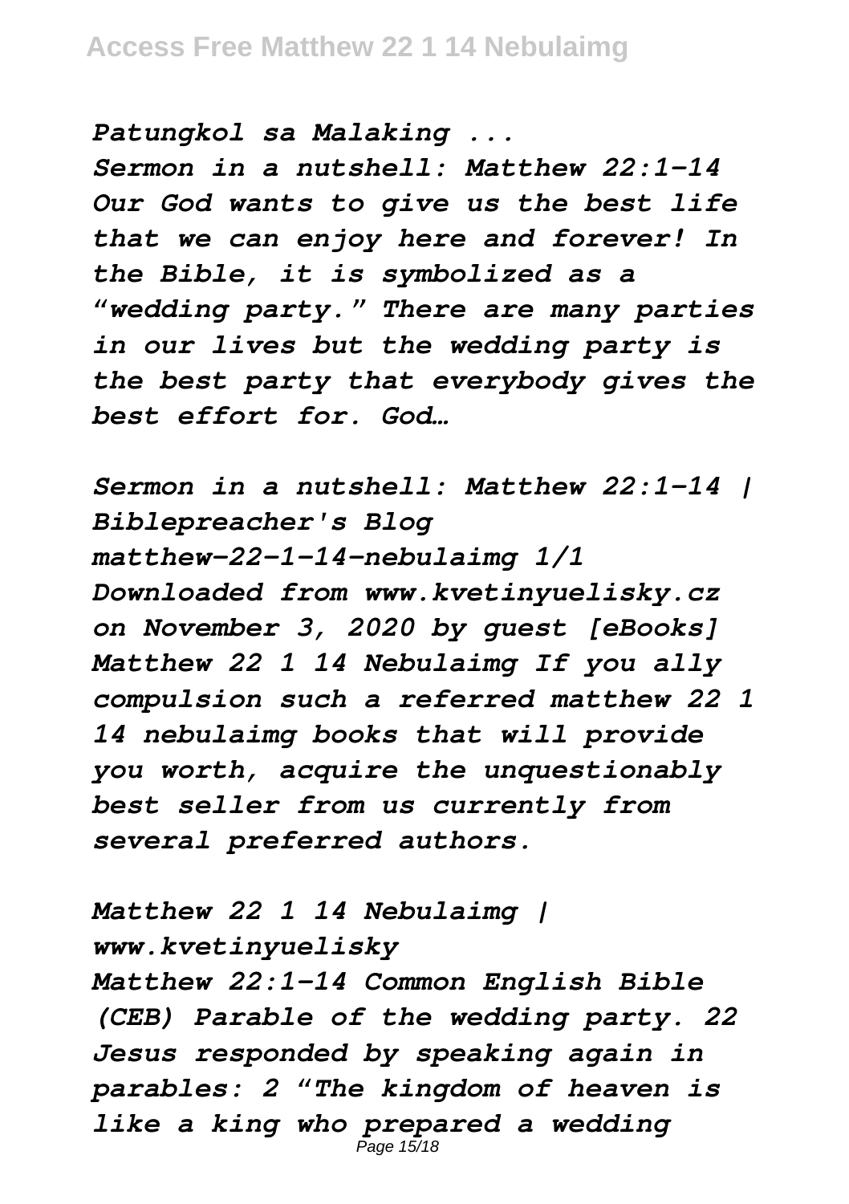*Patungkol sa Malaking ...*

*Sermon in a nutshell: Matthew 22:1-14 Our God wants to give us the best life that we can enjoy here and forever! In the Bible, it is symbolized as a "wedding party." There are many parties in our lives but the wedding party is the best party that everybody gives the best effort for. God…*

*Sermon in a nutshell: Matthew 22:1-14 | Biblepreacher's Blog*

*matthew-22-1-14-nebulaimg 1/1 Downloaded from www.kvetinyuelisky.cz on November 3, 2020 by guest [eBooks] Matthew 22 1 14 Nebulaimg If you ally compulsion such a referred matthew 22 1 14 nebulaimg books that will provide you worth, acquire the unquestionably best seller from us currently from several preferred authors.*

*Matthew 22 1 14 Nebulaimg | www.kvetinyuelisky*

*Matthew 22:1-14 Common English Bible (CEB) Parable of the wedding party. 22 Jesus responded by speaking again in parables: 2 "The kingdom of heaven is like a king who prepared a wedding*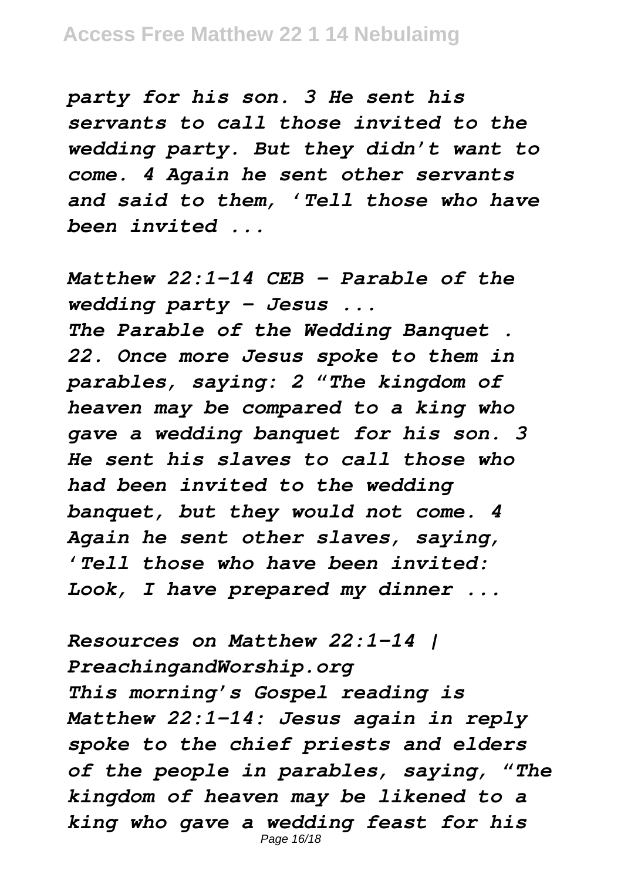*party for his son. 3 He sent his servants to call those invited to the wedding party. But they didn't want to come. 4 Again he sent other servants and said to them, 'Tell those who have been invited ...*

*Matthew 22:1-14 CEB - Parable of the wedding party - Jesus ...*
*The Parable of the Wedding Banquet . 22. Once more Jesus spoke to them in parables, saying: 2 "The kingdom of heaven may be compared to a king who gave a wedding banquet for his son. 3 He sent his slaves to call those who had been invited to the wedding banquet, but they would not come. 4 Again he sent other slaves, saying, 'Tell those who have been invited: Look, I have prepared my dinner ...*

*Resources on Matthew 22:1-14 | PreachingandWorship.org*
*This morning's Gospel reading is Matthew 22:1-14: Jesus again in reply spoke to the chief priests and elders of the people in parables, saying, "The kingdom of heaven may be likened to a king who gave a wedding feast for his*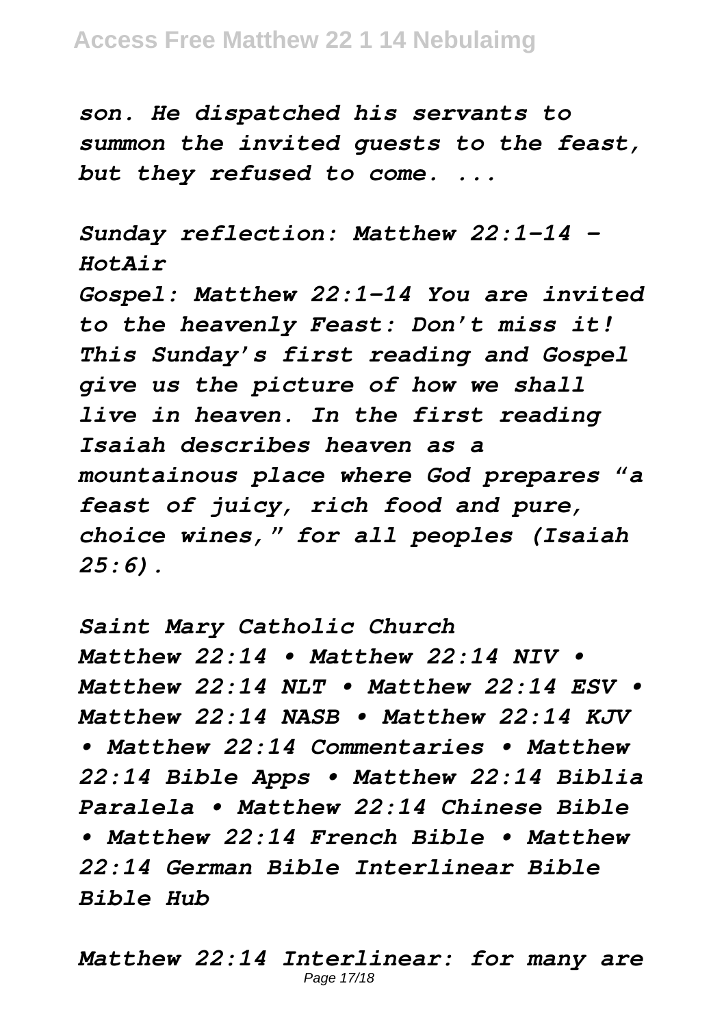*son. He dispatched his servants to summon the invited guests to the feast, but they refused to come. ...*

*Sunday reflection: Matthew 22:1-14 – HotAir*

*Gospel: Matthew 22:1-14 You are invited to the heavenly Feast: Don't miss it! This Sunday's first reading and Gospel give us the picture of how we shall live in heaven. In the first reading Isaiah describes heaven as a mountainous place where God prepares "a feast of juicy, rich food and pure, choice wines," for all peoples (Isaiah 25:6).*

*Saint Mary Catholic Church*

*Matthew 22:14 • Matthew 22:14 NIV • Matthew 22:14 NLT • Matthew 22:14 ESV • Matthew 22:14 NASB • Matthew 22:14 KJV • Matthew 22:14 Commentaries • Matthew 22:14 Bible Apps • Matthew 22:14 Biblia Paralela • Matthew 22:14 Chinese Bible • Matthew 22:14 French Bible • Matthew 22:14 German Bible Interlinear Bible Bible Hub*

*Matthew 22:14 Interlinear: for many are*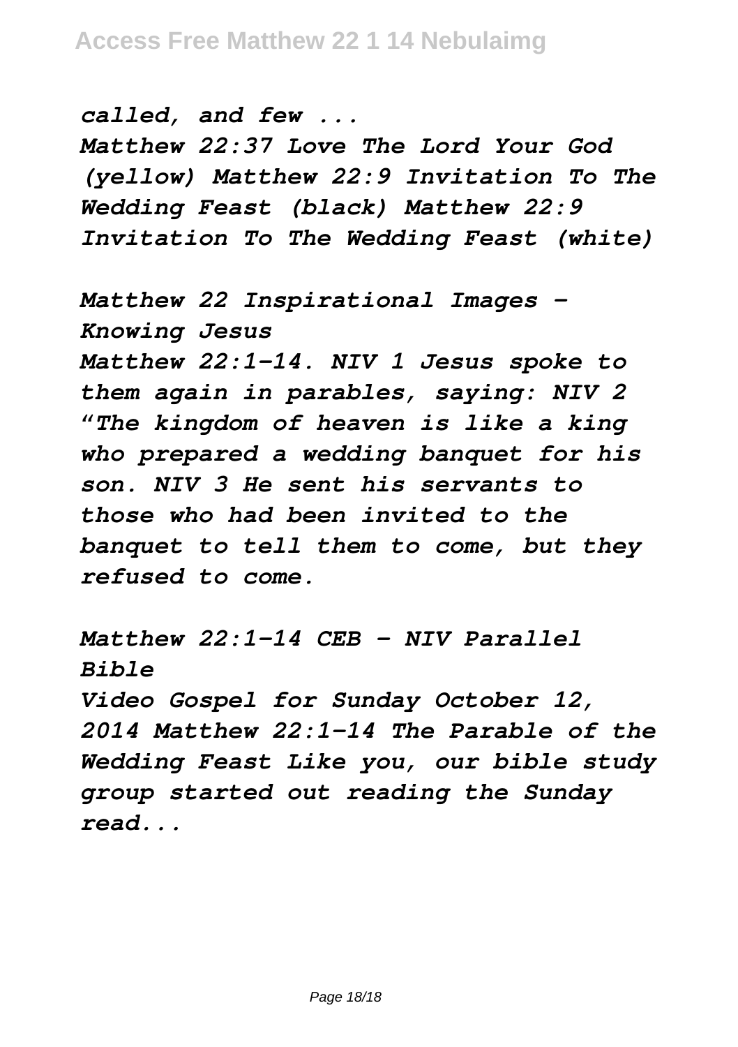*called, and few ...*

*Matthew 22:37 Love The Lord Your God (yellow) Matthew 22:9 Invitation To The Wedding Feast (black) Matthew 22:9 Invitation To The Wedding Feast (white)*

*Matthew 22 Inspirational Images - Knowing Jesus*

*Matthew 22:1-14. NIV 1 Jesus spoke to them again in parables, saying: NIV 2 “The kingdom of heaven is like a king who prepared a wedding banquet for his son. NIV 3 He sent his servants to those who had been invited to the banquet to tell them to come, but they refused to come.*

*Matthew 22:1-14 CEB - NIV Parallel Bible*

*Video Gospel for Sunday October 12, 2014 Matthew 22:1-14 The Parable of the Wedding Feast Like you, our bible study group started out reading the Sunday read...*